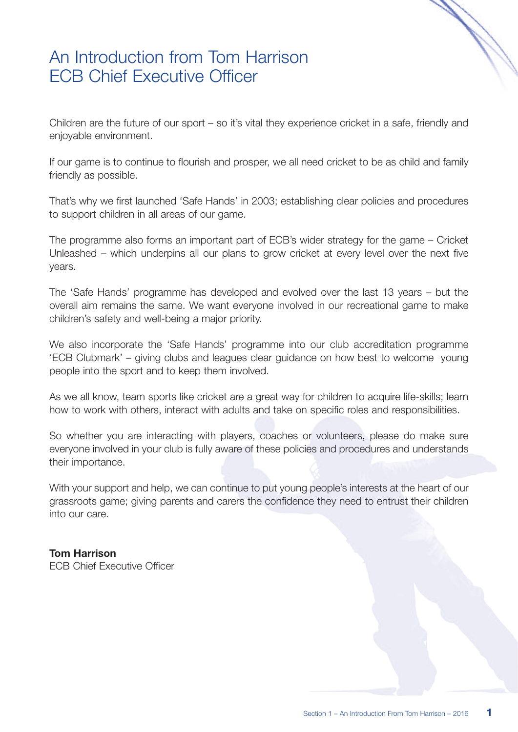# An Introduction from Tom Harrison ECB Chief Executive Officer

Children are the future of our sport – so it's vital they experience cricket in a safe, friendly and enjoyable environment.

If our game is to continue to flourish and prosper, we all need cricket to be as child and family friendly as possible.

That's why we first launched 'Safe Hands' in 2003; establishing clear policies and procedures to support children in all areas of our game.

The programme also forms an important part of ECB's wider strategy for the game – Cricket Unleashed – which underpins all our plans to grow cricket at every level over the next five years.

The 'Safe Hands' programme has developed and evolved over the last 13 years – but the overall aim remains the same. We want everyone involved in our recreational game to make children's safety and well-being a major priority.

We also incorporate the 'Safe Hands' programme into our club accreditation programme 'ECB Clubmark' – giving clubs and leagues clear guidance on how best to welcome young people into the sport and to keep them involved.

As we all know, team sports like cricket are a great way for children to acquire life-skills; learn how to work with others, interact with adults and take on specific roles and responsibilities.

So whether you are interacting with players, coaches or volunteers, please do make sure everyone involved in your club is fully aware of these policies and procedures and understands their importance.

With your support and help, we can continue to put young people's interests at the heart of our grassroots game; giving parents and carers the confidence they need to entrust their children into our care.

**Tom Harrison**
ECB Chief Executive Officer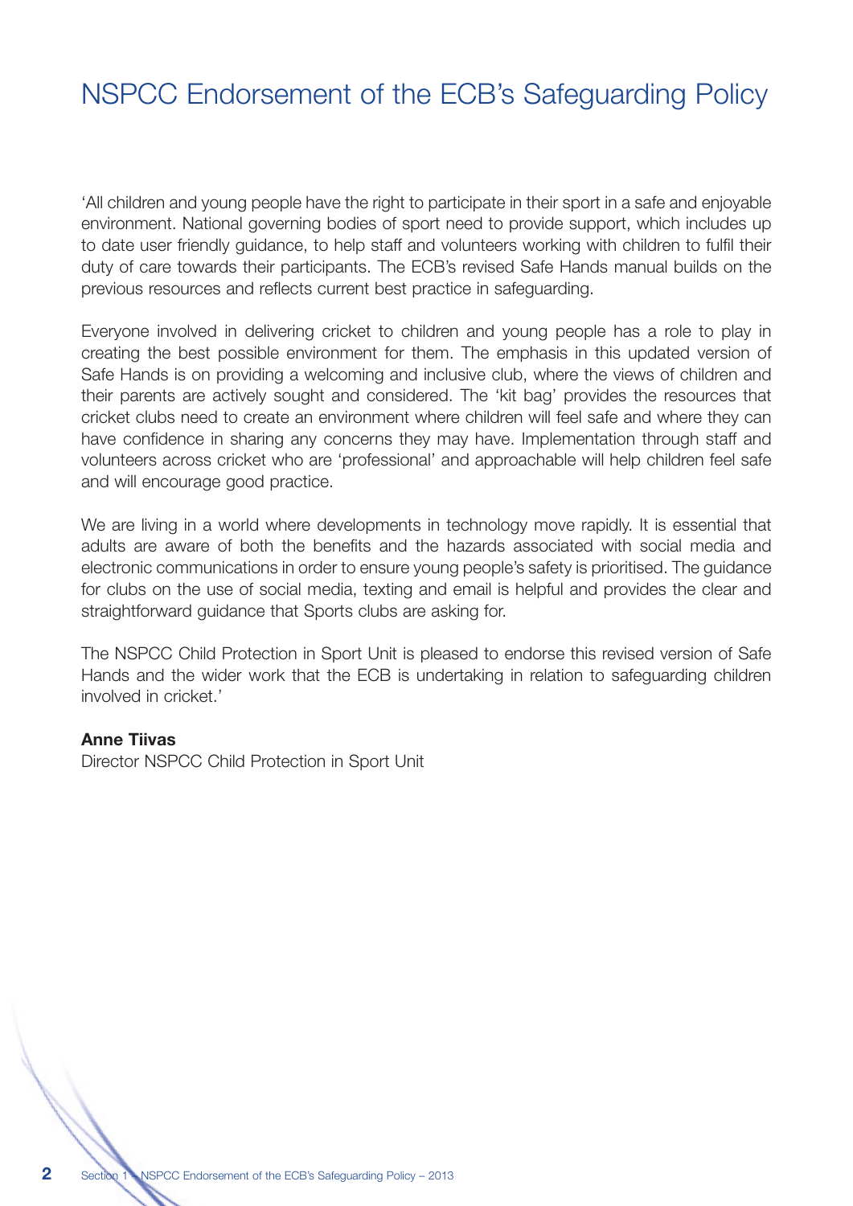# NSPCC Endorsement of the ECB's Safeguarding Policy

'All children and young people have the right to participate in their sport in a safe and enjoyable environment. National governing bodies of sport need to provide support, which includes up to date user friendly guidance, to help staff and volunteers working with children to fulfil their duty of care towards their participants. The ECB's revised Safe Hands manual builds on the previous resources and reflects current best practice in safeguarding.

Everyone involved in delivering cricket to children and young people has a role to play in creating the best possible environment for them. The emphasis in this updated version of Safe Hands is on providing a welcoming and inclusive club, where the views of children and their parents are actively sought and considered. The 'kit bag' provides the resources that cricket clubs need to create an environment where children will feel safe and where they can have confidence in sharing any concerns they may have. Implementation through staff and volunteers across cricket who are 'professional' and approachable will help children feel safe and will encourage good practice.

We are living in a world where developments in technology move rapidly. It is essential that adults are aware of both the benefits and the hazards associated with social media and electronic communications in order to ensure young people's safety is prioritised. The guidance for clubs on the use of social media, texting and email is helpful and provides the clear and straightforward guidance that Sports clubs are asking for.

The NSPCC Child Protection in Sport Unit is pleased to endorse this revised version of Safe Hands and the wider work that the ECB is undertaking in relation to safeguarding children involved in cricket.'

**Anne Tiivas**
Director NSPCC Child Protection in Sport Unit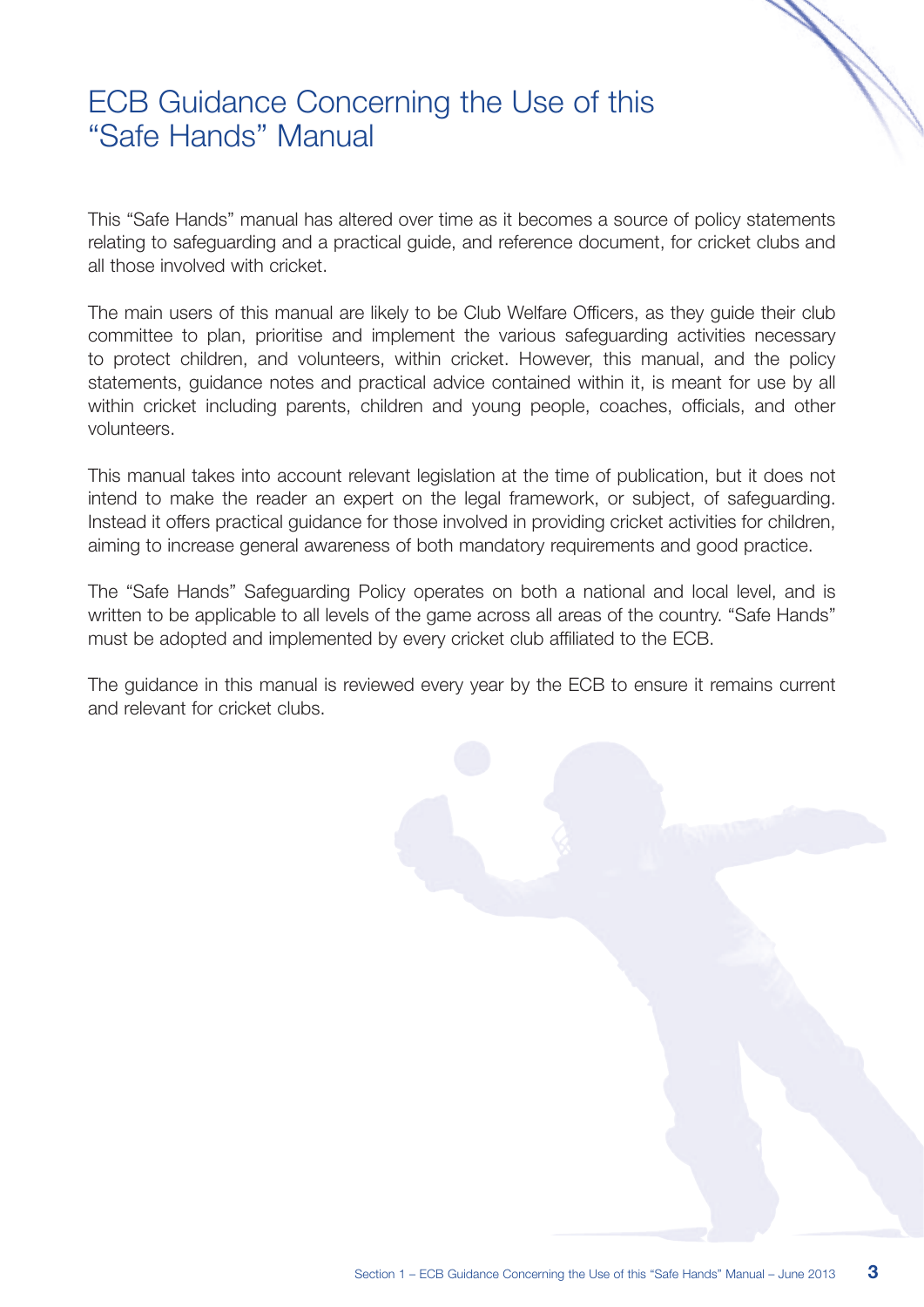# ECB Guidance Concerning the Use of this "Safe Hands" Manual

This "Safe Hands" manual has altered over time as it becomes a source of policy statements relating to safeguarding and a practical guide, and reference document, for cricket clubs and all those involved with cricket.

The main users of this manual are likely to be Club Welfare Officers, as they guide their club committee to plan, prioritise and implement the various safeguarding activities necessary to protect children, and volunteers, within cricket. However, this manual, and the policy statements, guidance notes and practical advice contained within it, is meant for use by all within cricket including parents, children and young people, coaches, officials, and other volunteers.

This manual takes into account relevant legislation at the time of publication, but it does not intend to make the reader an expert on the legal framework, or subject, of safeguarding. Instead it offers practical guidance for those involved in providing cricket activities for children, aiming to increase general awareness of both mandatory requirements and good practice.

The "Safe Hands" Safeguarding Policy operates on both a national and local level, and is written to be applicable to all levels of the game across all areas of the country. "Safe Hands" must be adopted and implemented by every cricket club affiliated to the ECB.

The guidance in this manual is reviewed every year by the ECB to ensure it remains current and relevant for cricket clubs.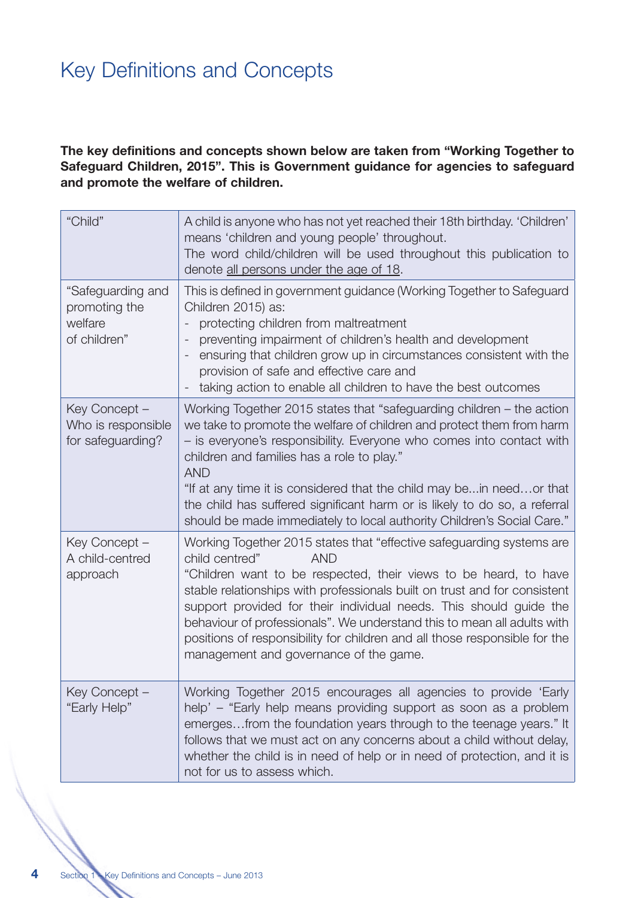# Key Definitions and Concepts

**The key definitions and concepts shown below are taken from "Working Together to Safeguard Children, 2015". This is Government guidance for agencies to safeguard and promote the welfare of children.**

| | |
|---|---|
| "Child" | A child is anyone who has not yet reached their 18th birthday. 'Children' means 'children and young people' throughout. The word child/children will be used throughout this publication to denote all persons under the age of 18. |
| "Safeguarding and promoting the welfare of children" | This is defined in government guidance (Working Together to Safeguard Children 2015) as: - protecting children from maltreatment - preventing impairment of children's health and development - ensuring that children grow up in circumstances consistent with the provision of safe and effective care and - taking action to enable all children to have the best outcomes |
| Key Concept – Who is responsible for safeguarding? | Working Together 2015 states that "safeguarding children – the action we take to promote the welfare of children and protect them from harm – is everyone's responsibility. Everyone who comes into contact with children and families has a role to play." AND "If at any time it is considered that the child may be...in need…or that the child has suffered significant harm or is likely to do so, a referral should be made immediately to local authority Children's Social Care." |
| Key Concept – A child-centred approach | Working Together 2015 states that "effective safeguarding systems are child centred" AND "Children want to be respected, their views to be heard, to have stable relationships with professionals built on trust and for consistent support provided for their individual needs. This should guide the behaviour of professionals". We understand this to mean all adults with positions of responsibility for children and all those responsible for the management and governance of the game. |
| Key Concept – "Early Help" | Working Together 2015 encourages all agencies to provide 'Early help' – "Early help means providing support as soon as a problem emerges…from the foundation years through to the teenage years." It follows that we must act on any concerns about a child without delay, whether the child is in need of help or in need of protection, and it is not for us to assess which. |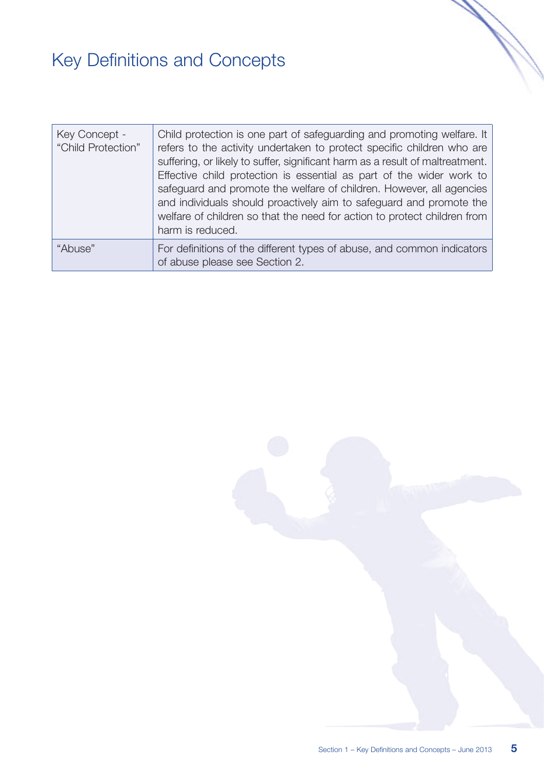# Key Definitions and Concepts

| Key Concept - "Child Protection" | Child protection is one part of safeguarding and promoting welfare. It refers to the activity undertaken to protect specific children who are suffering, or likely to suffer, significant harm as a result of maltreatment. Effective child protection is essential as part of the wider work to safeguard and promote the welfare of children. However, all agencies and individuals should proactively aim to safeguard and promote the welfare of children so that the need for action to protect children from harm is reduced. |
|---|---|
| "Abuse" | For definitions of the different types of abuse, and common indicators of abuse please see Section 2. |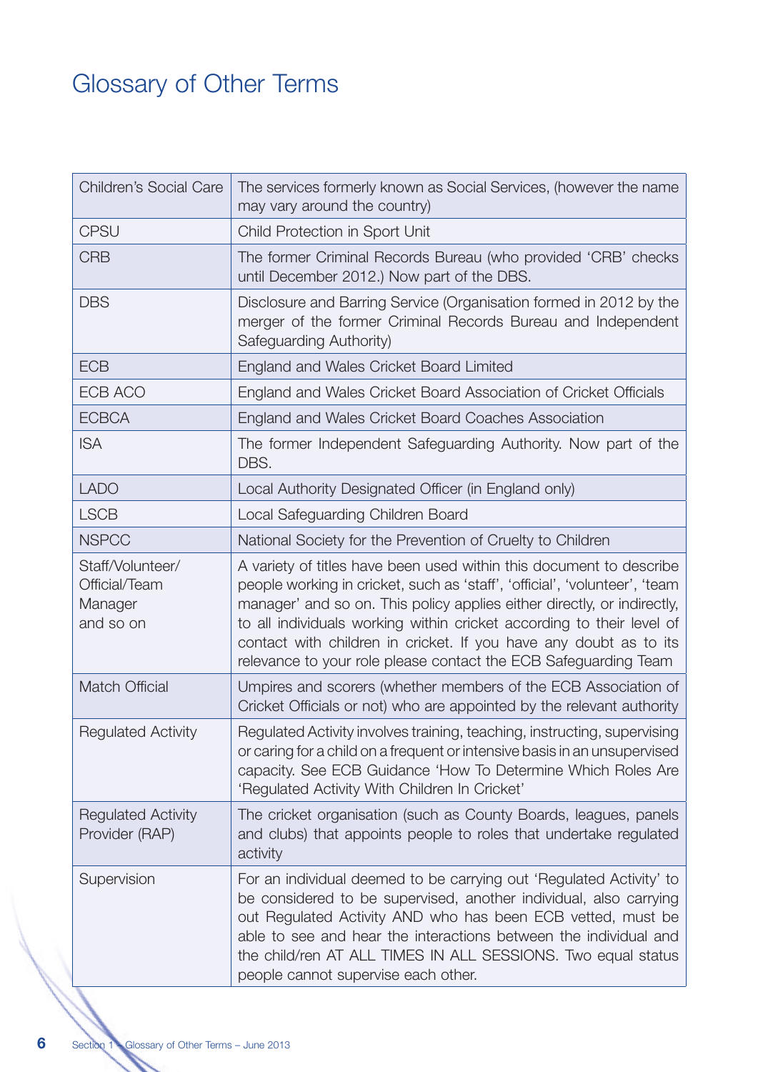# Glossary of Other Terms

| | |
|---|---|
| Children's Social Care | The services formerly known as Social Services, (however the name may vary around the country) |
| CPSU | Child Protection in Sport Unit |
| CRB | The former Criminal Records Bureau (who provided 'CRB' checks until December 2012.) Now part of the DBS. |
| DBS | Disclosure and Barring Service (Organisation formed in 2012 by the merger of the former Criminal Records Bureau and Independent Safeguarding Authority) |
| ECB | England and Wales Cricket Board Limited |
| ECB ACO | England and Wales Cricket Board Association of Cricket Officials |
| ECBCA | England and Wales Cricket Board Coaches Association |
| ISA | The former Independent Safeguarding Authority. Now part of the DBS. |
| LADO | Local Authority Designated Officer (in England only) |
| LSCB | Local Safeguarding Children Board |
| NSPCC | National Society for the Prevention of Cruelty to Children |
| Staff/Volunteer/ Official/Team Manager and so on | A variety of titles have been used within this document to describe people working in cricket, such as 'staff', 'official', 'volunteer', 'team manager' and so on. This policy applies either directly, or indirectly, to all individuals working within cricket according to their level of contact with children in cricket. If you have any doubt as to its relevance to your role please contact the ECB Safeguarding Team |
| Match Official | Umpires and scorers (whether members of the ECB Association of Cricket Officials or not) who are appointed by the relevant authority |
| Regulated Activity | Regulated Activity involves training, teaching, instructing, supervising or caring for a child on a frequent or intensive basis in an unsupervised capacity. See ECB Guidance 'How To Determine Which Roles Are 'Regulated Activity With Children In Cricket' |
| Regulated Activity Provider (RAP) | The cricket organisation (such as County Boards, leagues, panels and clubs) that appoints people to roles that undertake regulated activity |
| Supervision | For an individual deemed to be carrying out 'Regulated Activity' to be considered to be supervised, another individual, also carrying out Regulated Activity AND who has been ECB vetted, must be able to see and hear the interactions between the individual and the child/ren AT ALL TIMES IN ALL SESSIONS. Two equal status people cannot supervise each other. |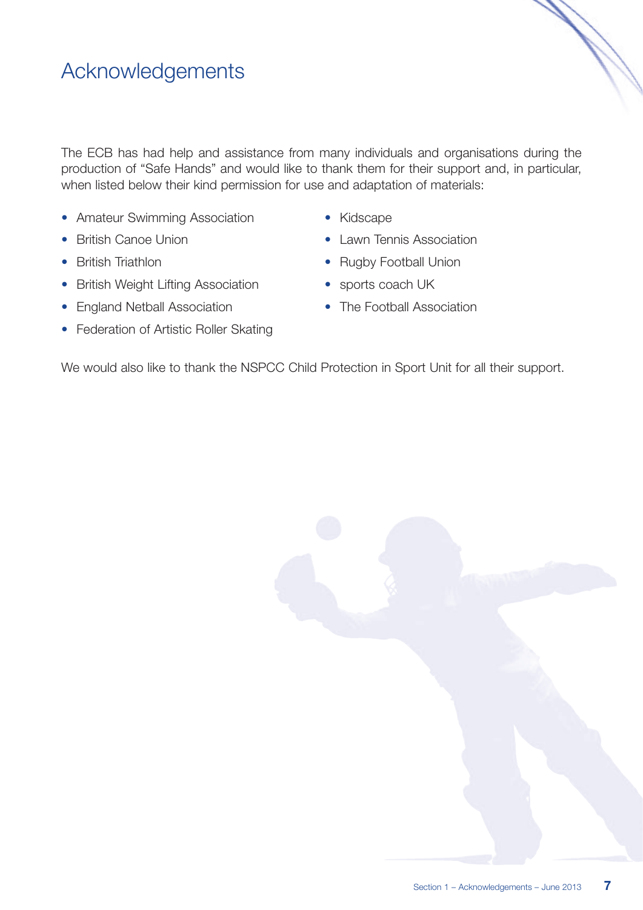# Acknowledgements

The ECB has had help and assistance from many individuals and organisations during the production of "Safe Hands" and would like to thank them for their support and, in particular, when listed below their kind permission for use and adaptation of materials:

- Amateur Swimming Association
- British Canoe Union
- British Triathlon
- British Weight Lifting Association
- England Netball Association
- Federation of Artistic Roller Skating
- Kidscape
- Lawn Tennis Association
- Rugby Football Union
- sports coach UK
- The Football Association

We would also like to thank the NSPCC Child Protection in Sport Unit for all their support.